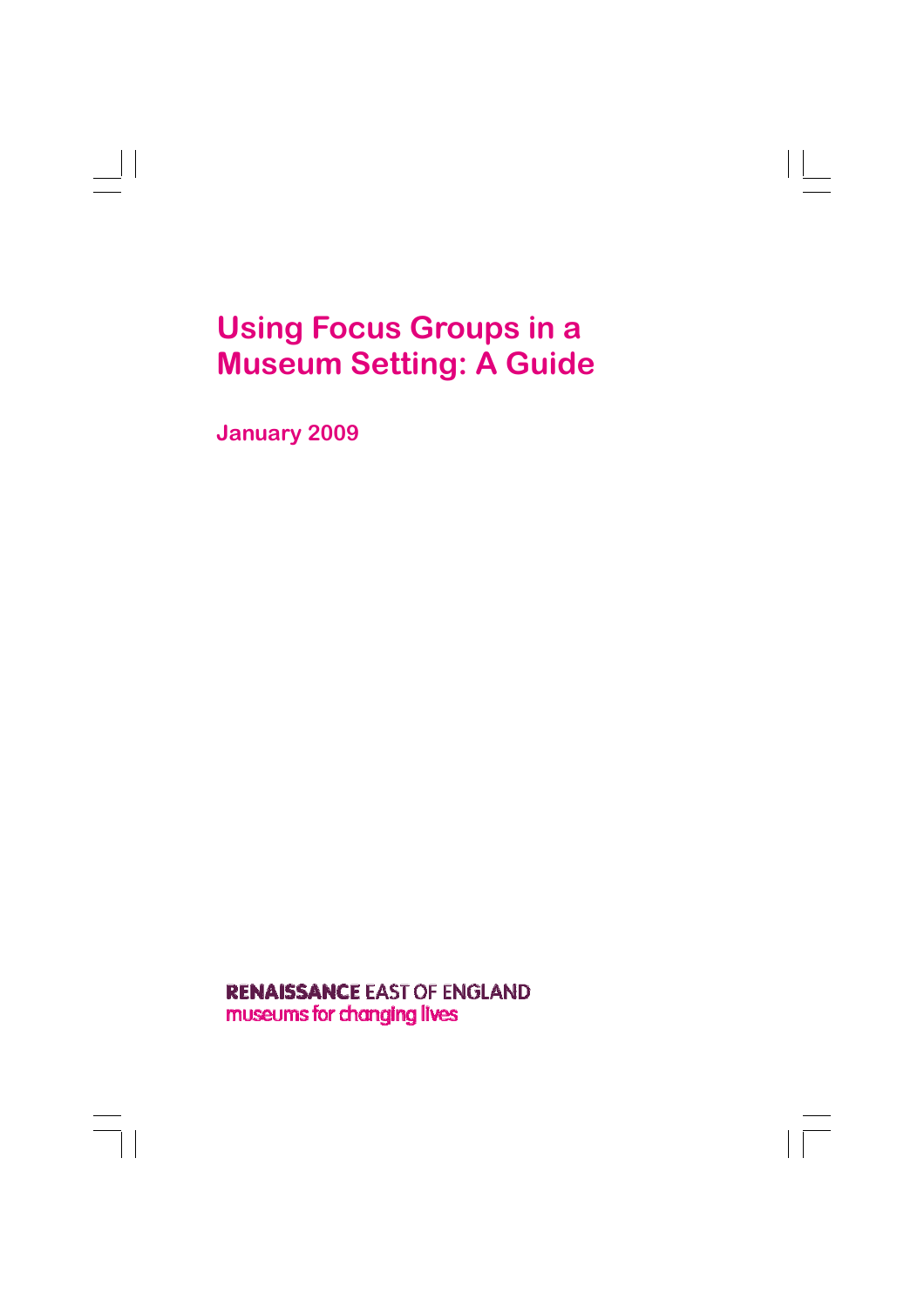# Using Focus Groups in a Museum Setting: A Guide

**January 2009**

**RENAISSANCE** EAST OF ENGLAND
museums for changing lives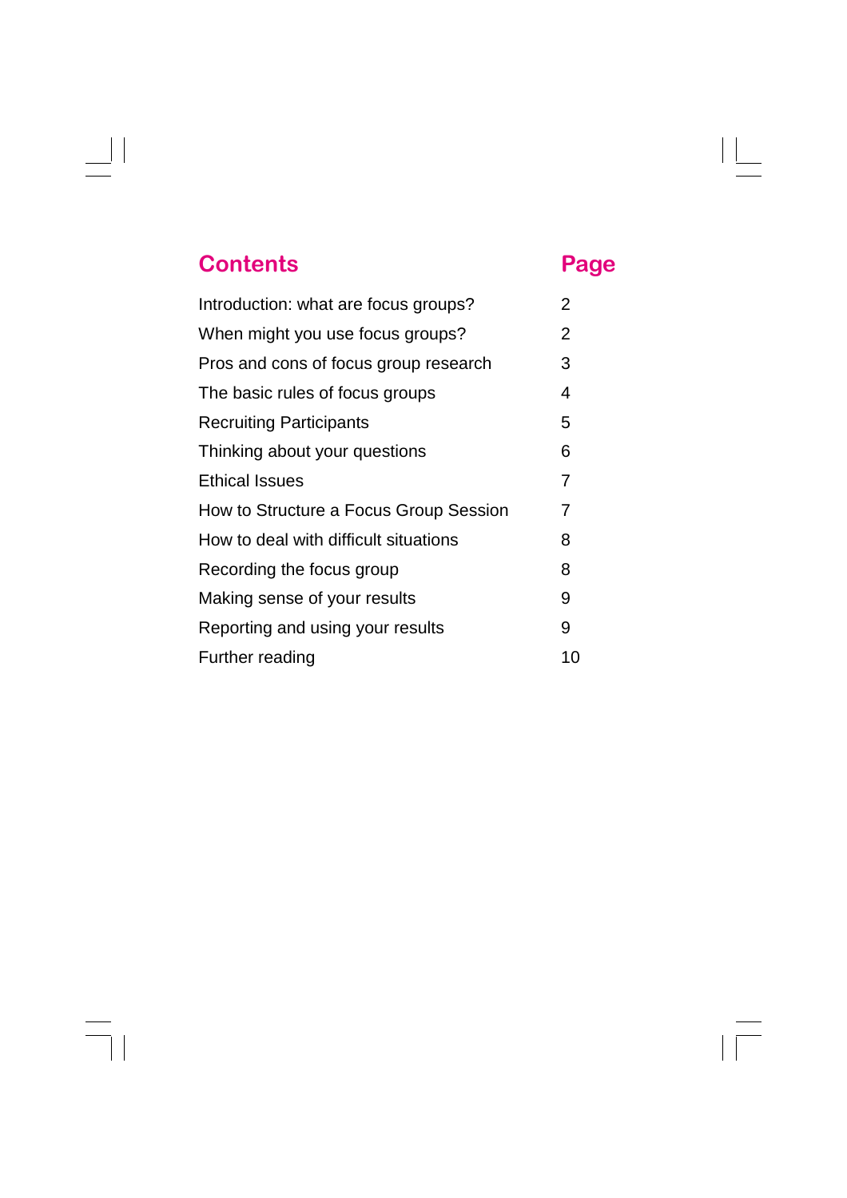| Contents | Page |
| --- | --- |
| Introduction: what are focus groups? | 2 |
| When might you use focus groups? | 2 |
| Pros and cons of focus group research | 3 |
| The basic rules of focus groups | 4 |
| Recruiting Participants | 5 |
| Thinking about your questions | 6 |
| Ethical Issues | 7 |
| How to Structure a Focus Group Session | 7 |
| How to deal with difficult situations | 8 |
| Recording the focus group | 8 |
| Making sense of your results | 9 |
| Reporting and using your results | 9 |
| Further reading | 10 |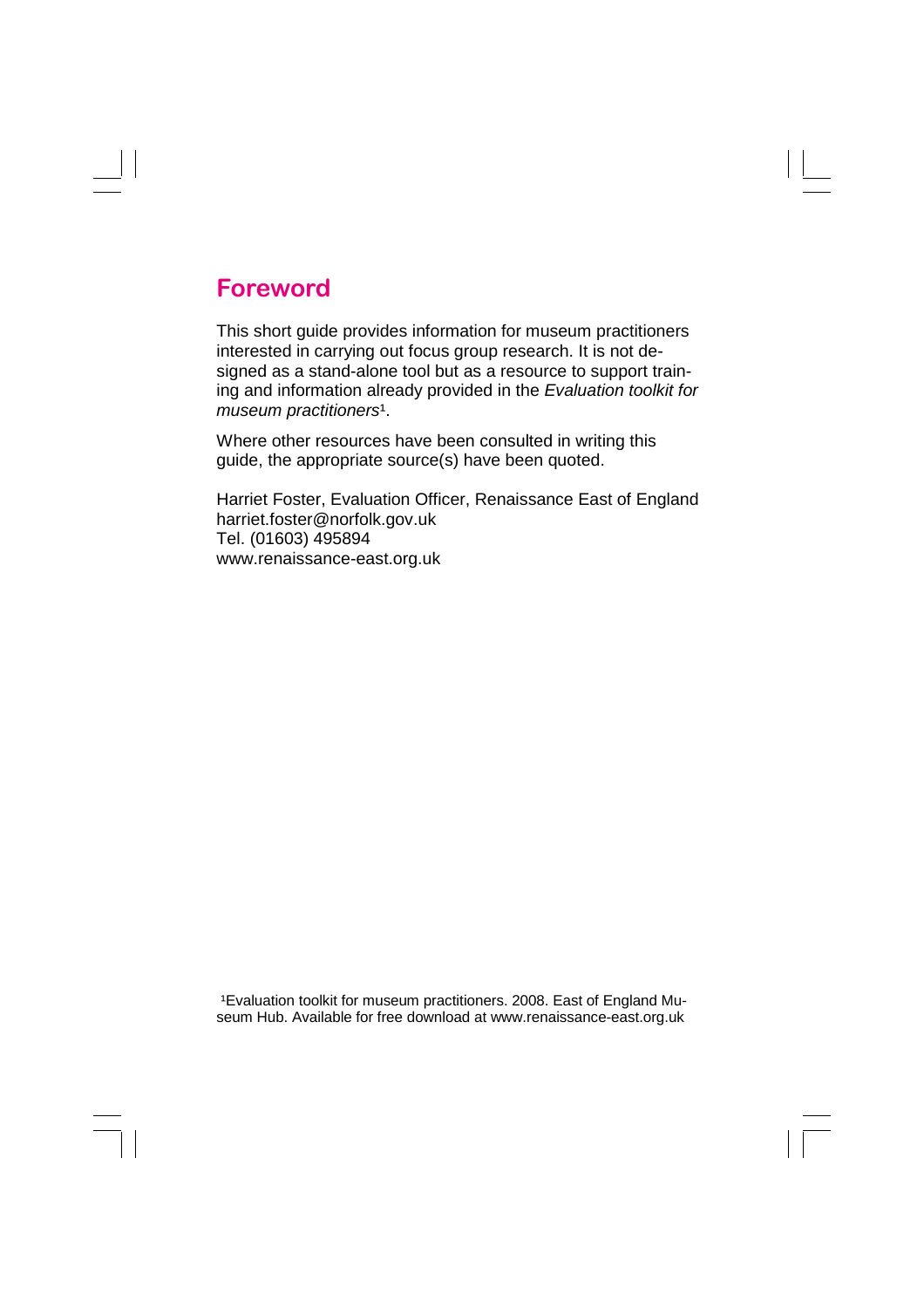## Foreword

This short guide provides information for museum practitioners interested in carrying out focus group research. It is not designed as a stand-alone tool but as a resource to support training and information already provided in the *Evaluation toolkit for museum practitioners*[1].

Where other resources have been consulted in writing this guide, the appropriate source(s) have been quoted.

Harriet Foster, Evaluation Officer, Renaissance East of England
harriet.foster@norfolk.gov.uk
Tel. (01603) 495894
www.renaissance-east.org.uk

[1]Evaluation toolkit for museum practitioners. 2008. East of England Museum Hub. Available for free download at www.renaissance-east.org.uk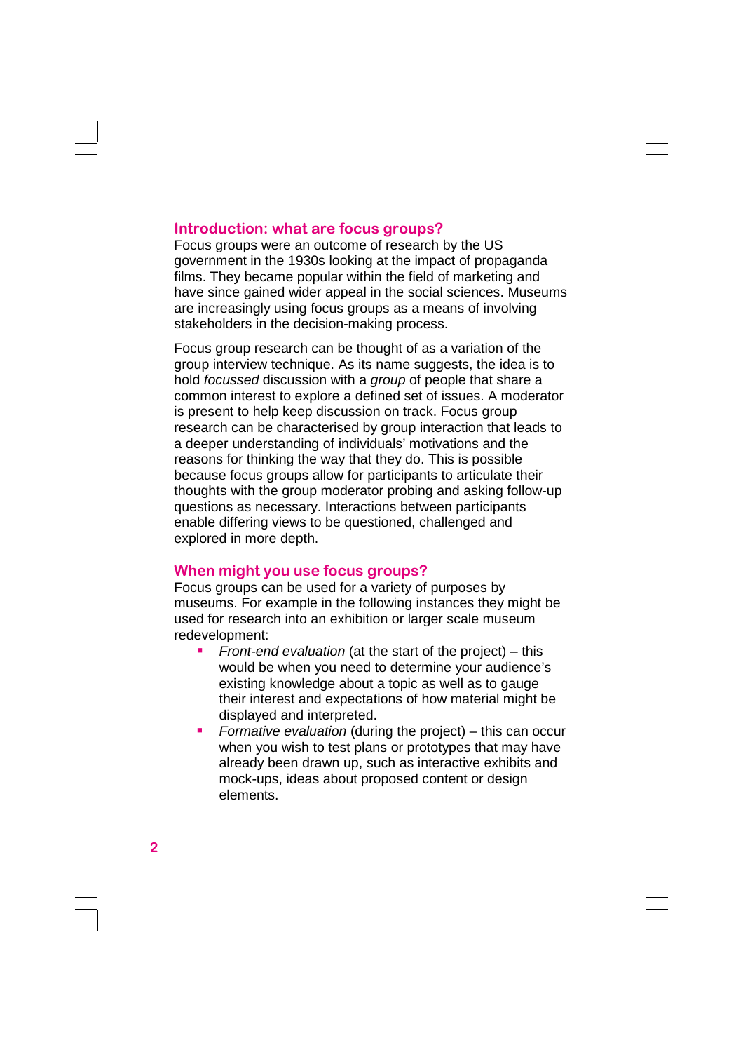## Introduction: what are focus groups?

Focus groups were an outcome of research by the US government in the 1930s looking at the impact of propaganda films. They became popular within the field of marketing and have since gained wider appeal in the social sciences. Museums are increasingly using focus groups as a means of involving stakeholders in the decision-making process.

Focus group research can be thought of as a variation of the group interview technique. As its name suggests, the idea is to hold *focussed* discussion with a *group* of people that share a common interest to explore a defined set of issues. A moderator is present to help keep discussion on track. Focus group research can be characterised by group interaction that leads to a deeper understanding of individuals' motivations and the reasons for thinking the way that they do. This is possible because focus groups allow for participants to articulate their thoughts with the group moderator probing and asking follow-up questions as necessary. Interactions between participants enable differing views to be questioned, challenged and explored in more depth.

## When might you use focus groups?

Focus groups can be used for a variety of purposes by museums. For example in the following instances they might be used for research into an exhibition or larger scale museum redevelopment:

- *Front-end evaluation* (at the start of the project) – this would be when you need to determine your audience's existing knowledge about a topic as well as to gauge their interest and expectations of how material might be displayed and interpreted.
- *Formative evaluation* (during the project) – this can occur when you wish to test plans or prototypes that may have already been drawn up, such as interactive exhibits and mock-ups, ideas about proposed content or design elements.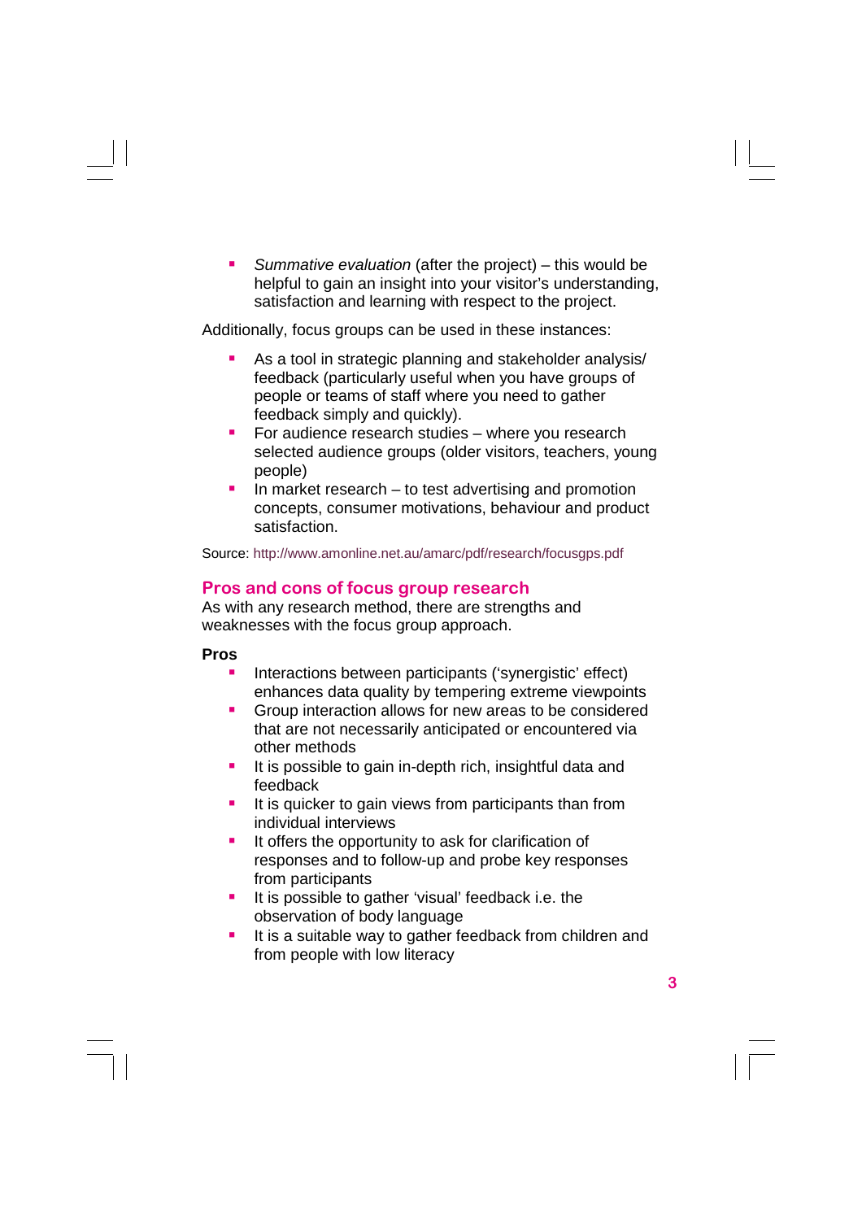- *Summative evaluation* (after the project) – this would be helpful to gain an insight into your visitor's understanding, satisfaction and learning with respect to the project.

Additionally, focus groups can be used in these instances:

- As a tool in strategic planning and stakeholder analysis/ feedback (particularly useful when you have groups of people or teams of staff where you need to gather feedback simply and quickly).
- For audience research studies – where you research selected audience groups (older visitors, teachers, young people)
- In market research – to test advertising and promotion concepts, consumer motivations, behaviour and product satisfaction.

Source: http://www.amonline.net.au/amarc/pdf/research/focusgps.pdf

## Pros and cons of focus group research

As with any research method, there are strengths and weaknesses with the focus group approach.

**Pros**

- Interactions between participants ('synergistic' effect) enhances data quality by tempering extreme viewpoints
- Group interaction allows for new areas to be considered that are not necessarily anticipated or encountered via other methods
- It is possible to gain in-depth rich, insightful data and feedback
- It is quicker to gain views from participants than from individual interviews
- It offers the opportunity to ask for clarification of responses and to follow-up and probe key responses from participants
- It is possible to gather 'visual' feedback i.e. the observation of body language
- It is a suitable way to gather feedback from children and from people with low literacy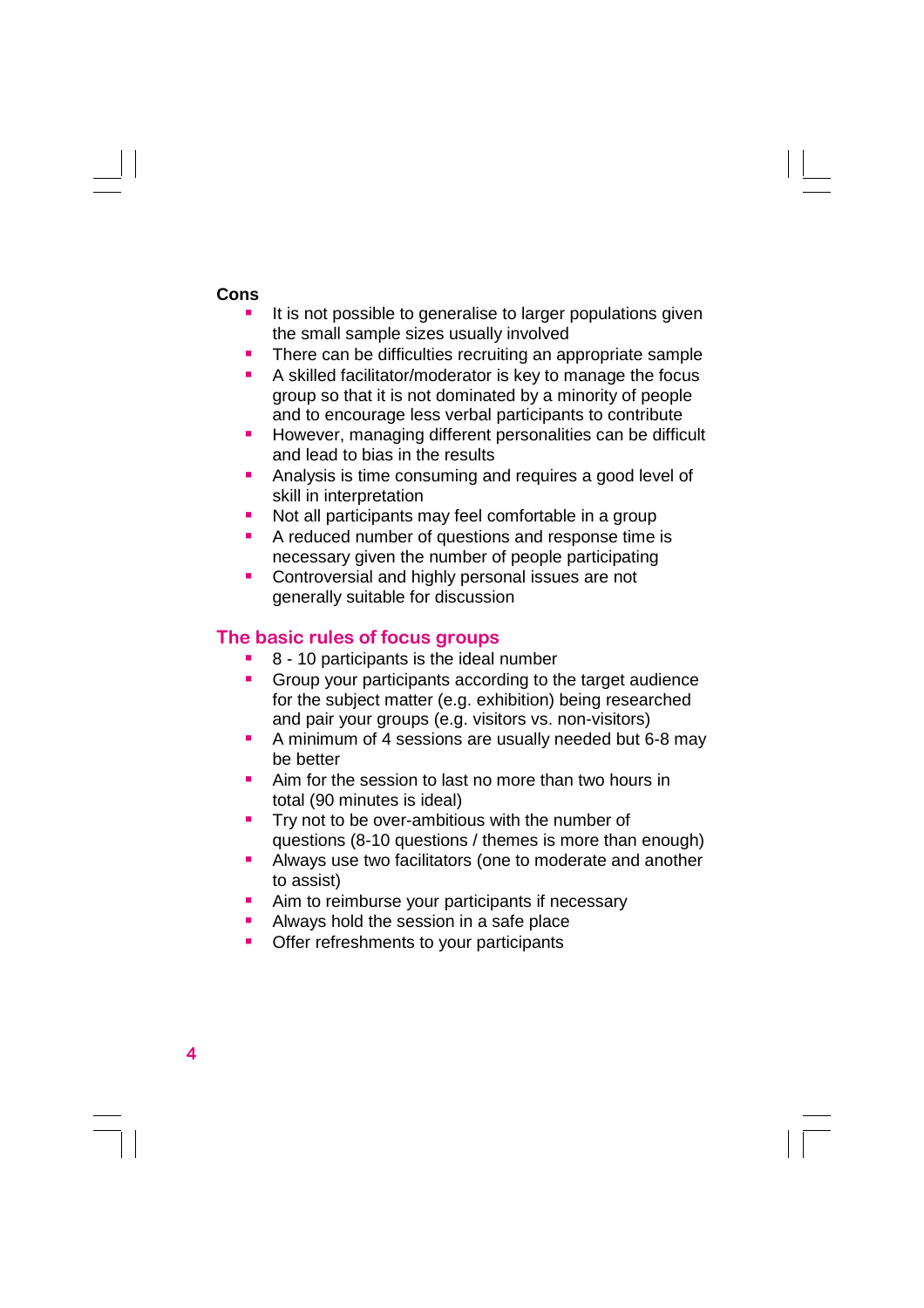**Cons**

- It is not possible to generalise to larger populations given the small sample sizes usually involved
- There can be difficulties recruiting an appropriate sample
- A skilled facilitator/moderator is key to manage the focus group so that it is not dominated by a minority of people and to encourage less verbal participants to contribute
- However, managing different personalities can be difficult and lead to bias in the results
- Analysis is time consuming and requires a good level of skill in interpretation
- Not all participants may feel comfortable in a group
- A reduced number of questions and response time is necessary given the number of people participating
- Controversial and highly personal issues are not generally suitable for discussion

## The basic rules of focus groups

- 8 - 10 participants is the ideal number
- Group your participants according to the target audience for the subject matter (e.g. exhibition) being researched and pair your groups (e.g. visitors vs. non-visitors)
- A minimum of 4 sessions are usually needed but 6-8 may be better
- Aim for the session to last no more than two hours in total (90 minutes is ideal)
- Try not to be over-ambitious with the number of questions (8-10 questions / themes is more than enough)
- Always use two facilitators (one to moderate and another to assist)
- Aim to reimburse your participants if necessary
- Always hold the session in a safe place
- Offer refreshments to your participants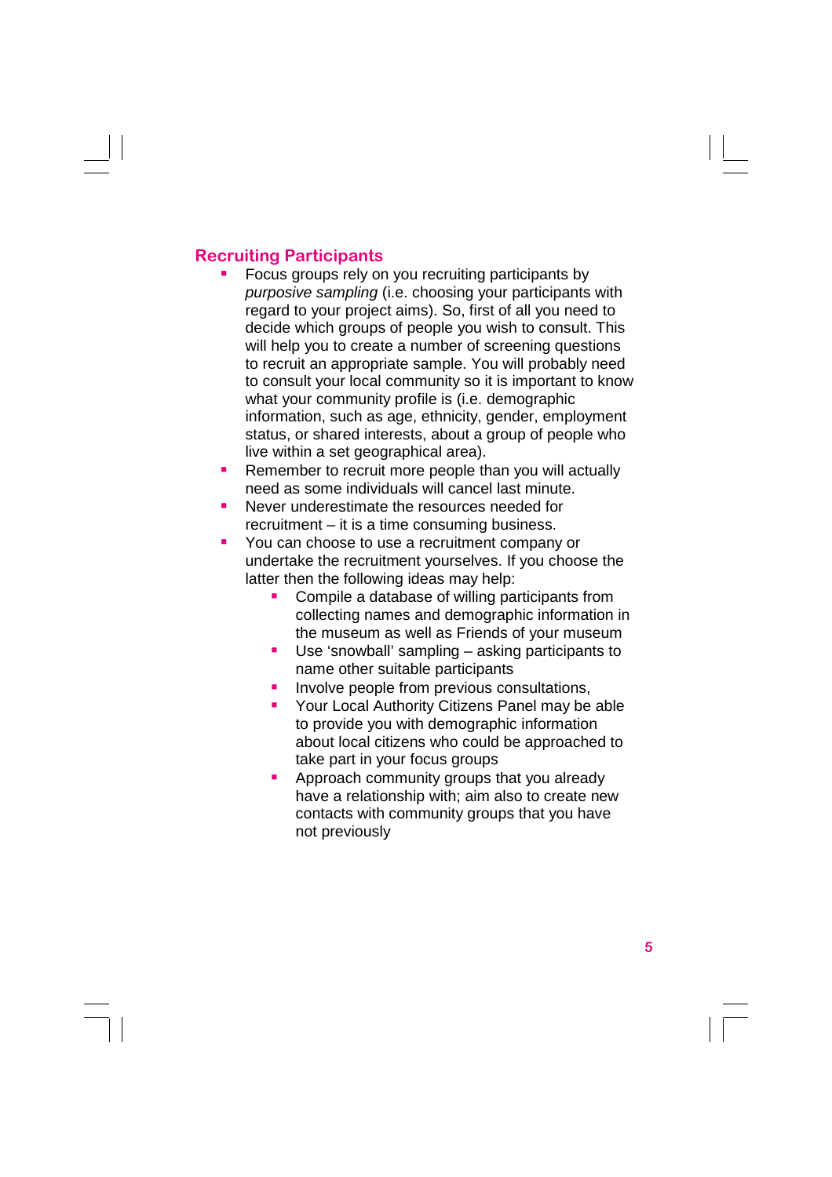## Recruiting Participants

- Focus groups rely on you recruiting participants by *purposive sampling* (i.e. choosing your participants with regard to your project aims). So, first of all you need to decide which groups of people you wish to consult. This will help you to create a number of screening questions to recruit an appropriate sample. You will probably need to consult your local community so it is important to know what your community profile is (i.e. demographic information, such as age, ethnicity, gender, employment status, or shared interests, about a group of people who live within a set geographical area).
- Remember to recruit more people than you will actually need as some individuals will cancel last minute.
- Never underestimate the resources needed for recruitment – it is a time consuming business.
- You can choose to use a recruitment company or undertake the recruitment yourselves. If you choose the latter then the following ideas may help:
  - Compile a database of willing participants from collecting names and demographic information in the museum as well as Friends of your museum
  - Use 'snowball' sampling – asking participants to name other suitable participants
  - Involve people from previous consultations,
  - Your Local Authority Citizens Panel may be able to provide you with demographic information about local citizens who could be approached to take part in your focus groups
  - Approach community groups that you already have a relationship with; aim also to create new contacts with community groups that you have not previously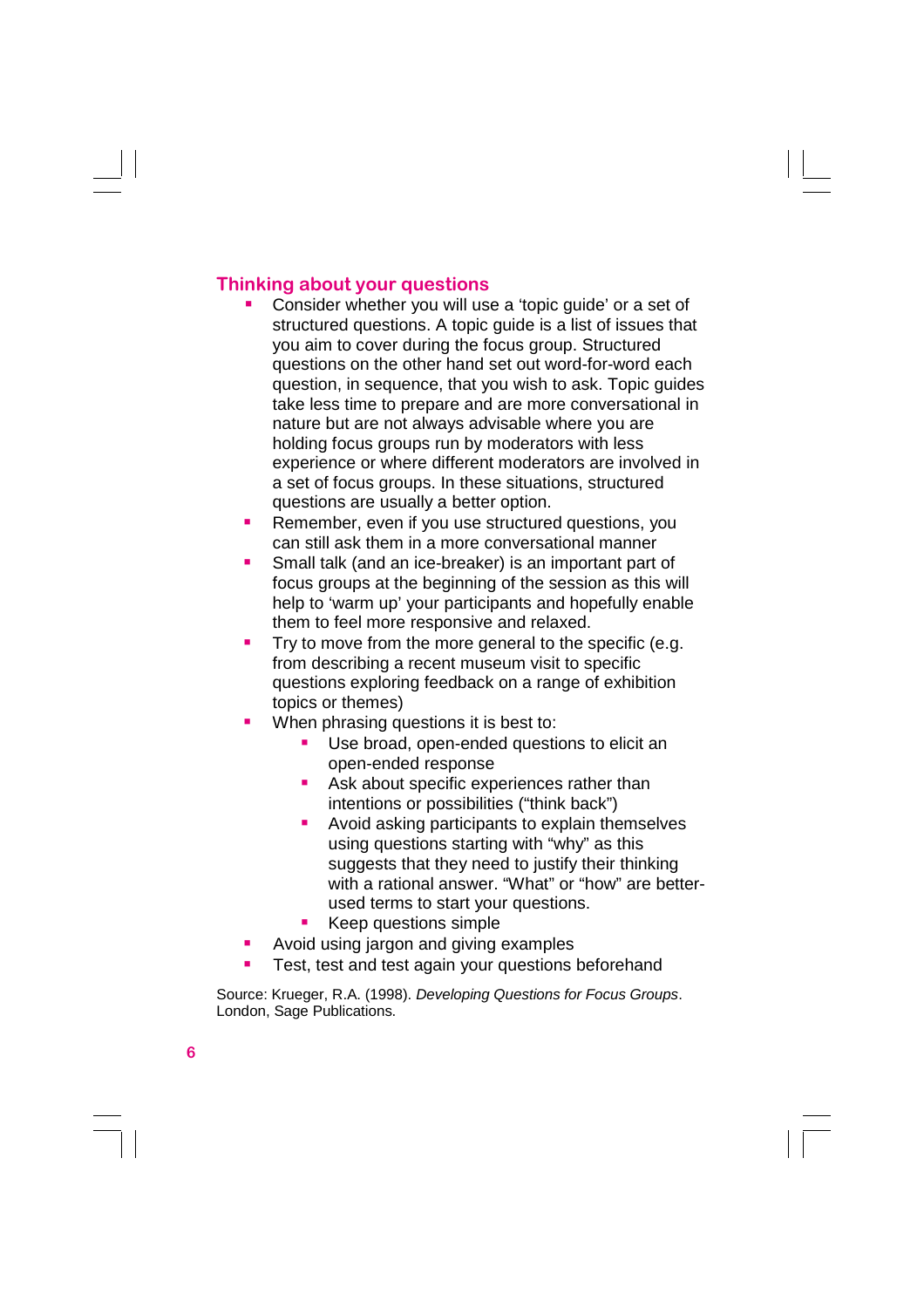## Thinking about your questions

- Consider whether you will use a 'topic guide' or a set of structured questions. A topic guide is a list of issues that you aim to cover during the focus group. Structured questions on the other hand set out word-for-word each question, in sequence, that you wish to ask. Topic guides take less time to prepare and are more conversational in nature but are not always advisable where you are holding focus groups run by moderators with less experience or where different moderators are involved in a set of focus groups. In these situations, structured questions are usually a better option.
- Remember, even if you use structured questions, you can still ask them in a more conversational manner
- Small talk (and an ice-breaker) is an important part of focus groups at the beginning of the session as this will help to 'warm up' your participants and hopefully enable them to feel more responsive and relaxed.
- Try to move from the more general to the specific (e.g. from describing a recent museum visit to specific questions exploring feedback on a range of exhibition topics or themes)
- When phrasing questions it is best to:
    - Use broad, open-ended questions to elicit an open-ended response
    - Ask about specific experiences rather than intentions or possibilities ("think back")
    - Avoid asking participants to explain themselves using questions starting with "why" as this suggests that they need to justify their thinking with a rational answer. "What" or "how" are better-used terms to start your questions.
    - Keep questions simple
- Avoid using jargon and giving examples
- Test, test and test again your questions beforehand

Source: Krueger, R.A. (1998). *Developing Questions for Focus Groups*. London, Sage Publications.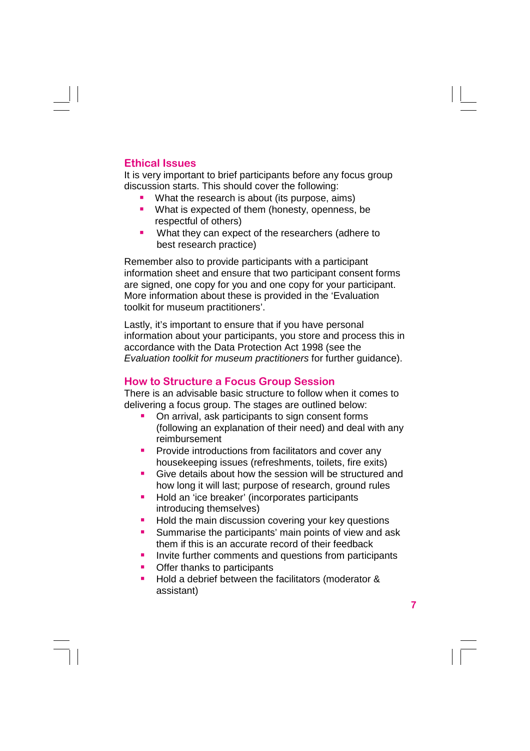## Ethical Issues

It is very important to brief participants before any focus group discussion starts. This should cover the following:

- What the research is about (its purpose, aims)
- What is expected of them (honesty, openness, be respectful of others)
- What they can expect of the researchers (adhere to best research practice)

Remember also to provide participants with a participant information sheet and ensure that two participant consent forms are signed, one copy for you and one copy for your participant. More information about these is provided in the 'Evaluation toolkit for museum practitioners'.

Lastly, it's important to ensure that if you have personal information about your participants, you store and process this in accordance with the Data Protection Act 1998 (see the *Evaluation toolkit for museum practitioners* for further guidance).

## How to Structure a Focus Group Session

There is an advisable basic structure to follow when it comes to delivering a focus group. The stages are outlined below:

- On arrival, ask participants to sign consent forms (following an explanation of their need) and deal with any reimbursement
- Provide introductions from facilitators and cover any housekeeping issues (refreshments, toilets, fire exits)
- Give details about how the session will be structured and how long it will last; purpose of research, ground rules
- Hold an 'ice breaker' (incorporates participants introducing themselves)
- Hold the main discussion covering your key questions
- Summarise the participants' main points of view and ask them if this is an accurate record of their feedback
- Invite further comments and questions from participants
- Offer thanks to participants
- Hold a debrief between the facilitators (moderator & assistant)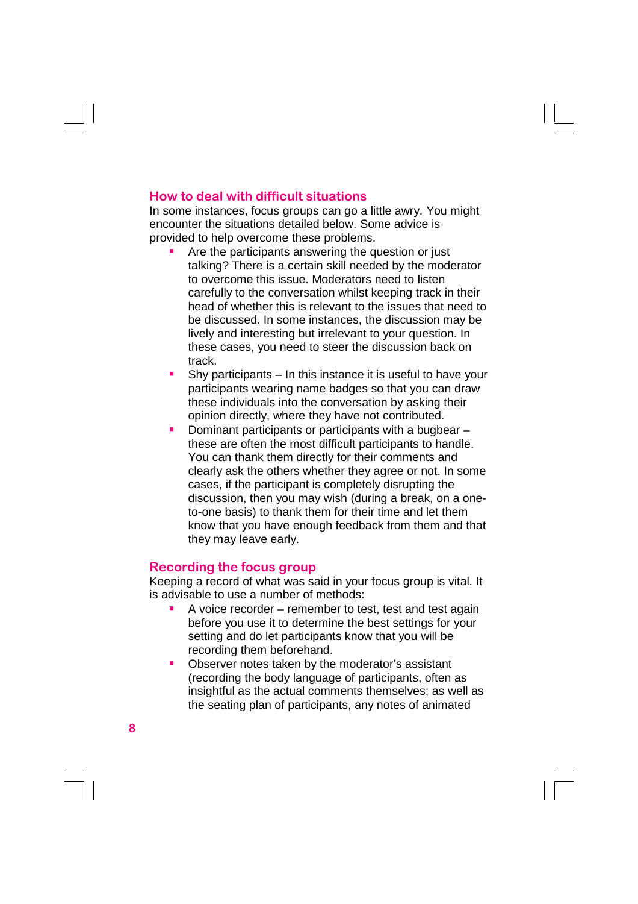## How to deal with difficult situations

In some instances, focus groups can go a little awry. You might encounter the situations detailed below. Some advice is provided to help overcome these problems.

- Are the participants answering the question or just talking? There is a certain skill needed by the moderator to overcome this issue. Moderators need to listen carefully to the conversation whilst keeping track in their head of whether this is relevant to the issues that need to be discussed. In some instances, the discussion may be lively and interesting but irrelevant to your question. In these cases, you need to steer the discussion back on track.
- Shy participants – In this instance it is useful to have your participants wearing name badges so that you can draw these individuals into the conversation by asking their opinion directly, where they have not contributed.
- Dominant participants or participants with a bugbear – these are often the most difficult participants to handle. You can thank them directly for their comments and clearly ask the others whether they agree or not. In some cases, if the participant is completely disrupting the discussion, then you may wish (during a break, on a one-to-one basis) to thank them for their time and let them know that you have enough feedback from them and that they may leave early.

## Recording the focus group

Keeping a record of what was said in your focus group is vital. It is advisable to use a number of methods:

- A voice recorder – remember to test, test and test again before you use it to determine the best settings for your setting and do let participants know that you will be recording them beforehand.
- Observer notes taken by the moderator's assistant (recording the body language of participants, often as insightful as the actual comments themselves; as well as the seating plan of participants, any notes of animated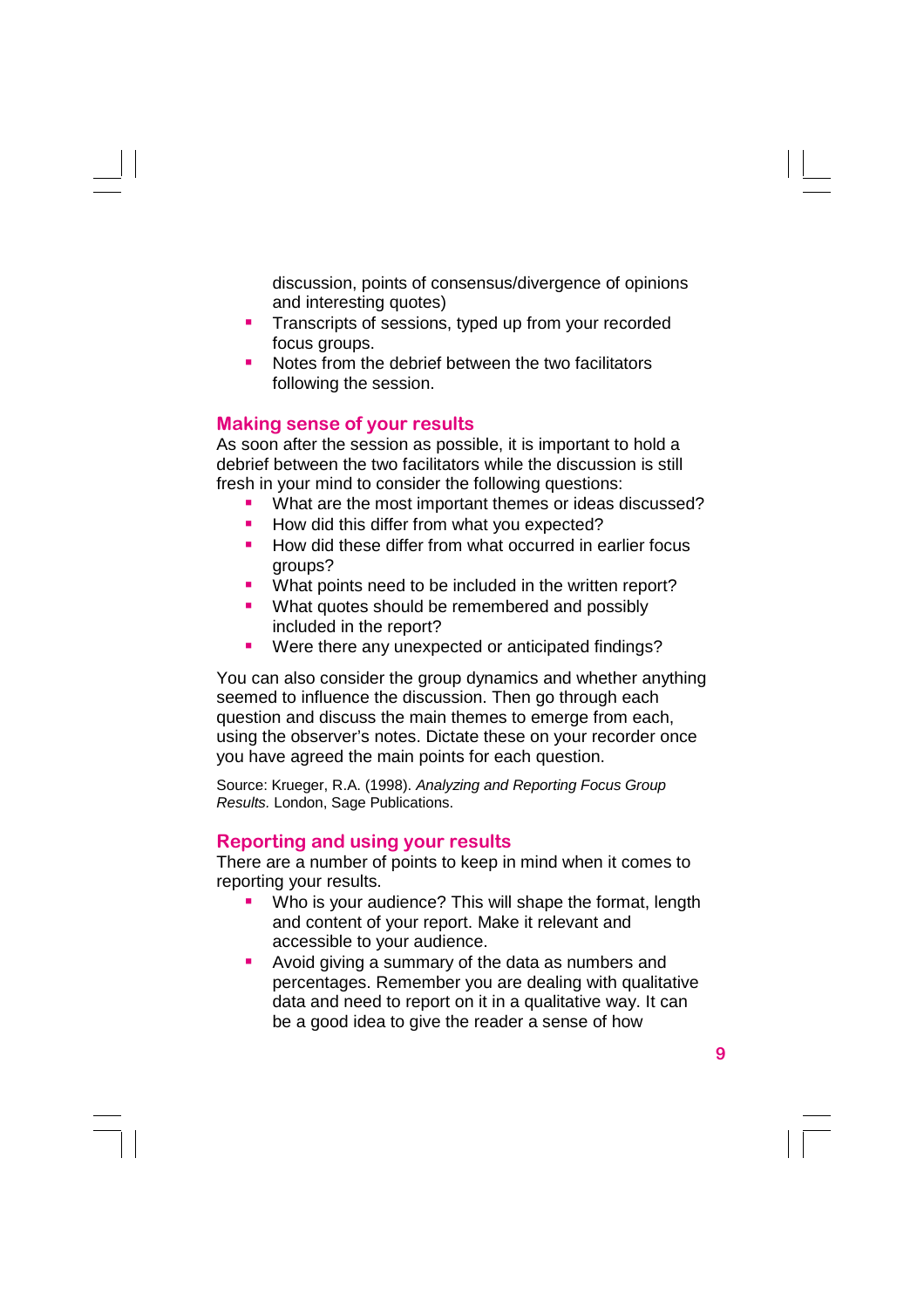discussion, points of consensus/divergence of opinions and interesting quotes)

- Transcripts of sessions, typed up from your recorded focus groups.
- Notes from the debrief between the two facilitators following the session.

## Making sense of your results

As soon as after the session as possible, it is important to hold a debrief between the two facilitators while the discussion is still fresh in your mind to consider the following questions:

- What are the most important themes or ideas discussed?
- How did this differ from what you expected?
- How did these differ from what occurred in earlier focus groups?
- What points need to be included in the written report?
- What quotes should be remembered and possibly included in the report?
- Were there any unexpected or anticipated findings?

You can also consider the group dynamics and whether anything seemed to influence the discussion. Then go through each question and discuss the main themes to emerge from each, using the observer's notes. Dictate these on your recorder once you have agreed the main points for each question.

Source: Krueger, R.A. (1998). *Analyzing and Reporting Focus Group Results.* London, Sage Publications.

## Reporting and using your results

There are a number of points to keep in mind when it comes to reporting your results.

- Who is your audience? This will shape the format, length and content of your report. Make it relevant and accessible to your audience.
- Avoid giving a summary of the data as numbers and percentages. Remember you are dealing with qualitative data and need to report on it in a qualitative way. It can be a good idea to give the reader a sense of how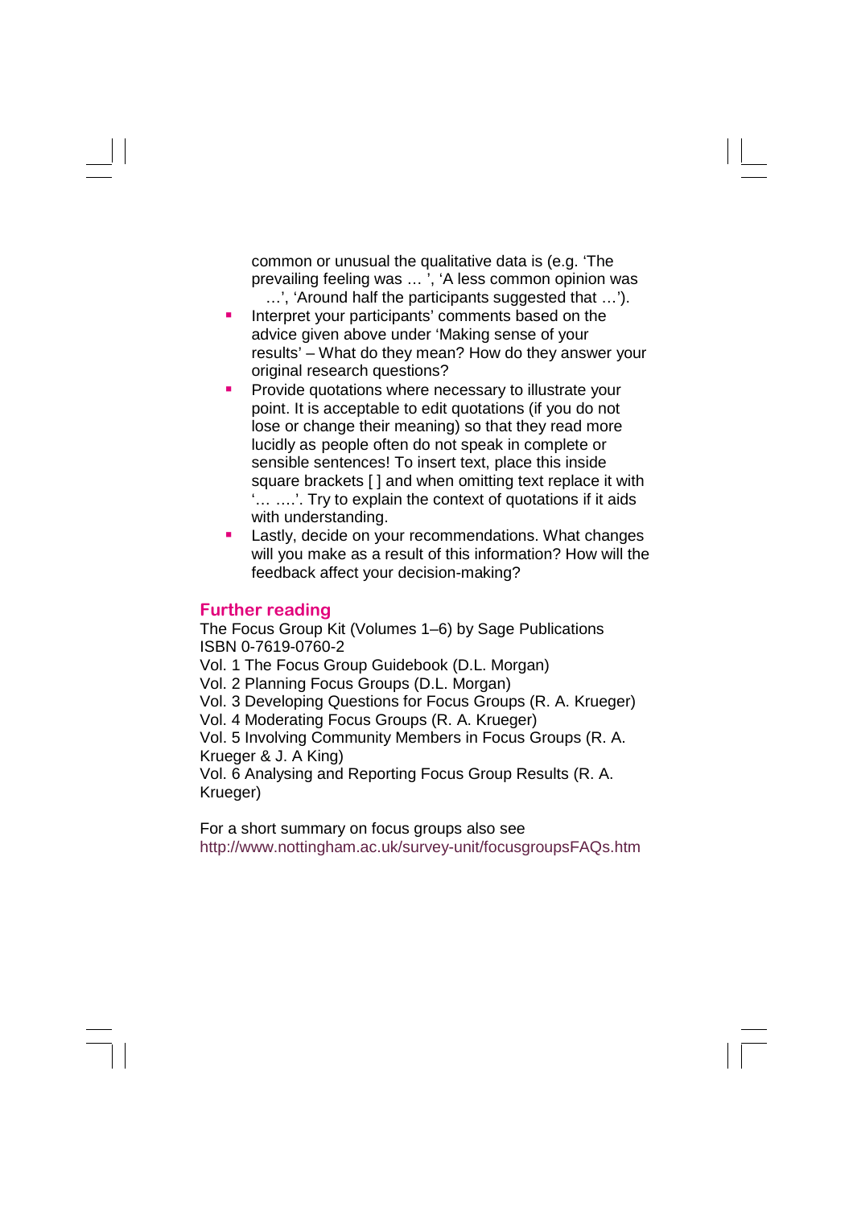common or unusual the qualitative data is (e.g. 'The prevailing feeling was … ', 'A less common opinion was …', 'Around half the participants suggested that …').

- Interpret your participants' comments based on the advice given above under 'Making sense of your results' – What do they mean? How do they answer your original research questions?
- Provide quotations where necessary to illustrate your point. It is acceptable to edit quotations (if you do not lose or change their meaning) so that they read more lucidly as people often do not speak in complete or sensible sentences! To insert text, place this inside square brackets [ ] and when omitting text replace it with '… ….'. Try to explain the context of quotations if it aids with understanding.
- Lastly, decide on your recommendations. What changes will you make as a result of this information? How will the feedback affect your decision-making?

## Further reading

The Focus Group Kit (Volumes 1–6) by Sage Publications ISBN 0-7619-0760-2

Vol. 1 The Focus Group Guidebook (D.L. Morgan)
Vol. 2 Planning Focus Groups (D.L. Morgan)
Vol. 3 Developing Questions for Focus Groups (R. A. Krueger)
Vol. 4 Moderating Focus Groups (R. A. Krueger)
Vol. 5 Involving Community Members in Focus Groups (R. A. Krueger & J. A King)
Vol. 6 Analysing and Reporting Focus Group Results (R. A. Krueger)

For a short summary on focus groups also see
http://www.nottingham.ac.uk/survey-unit/focusgroupsFAQs.htm